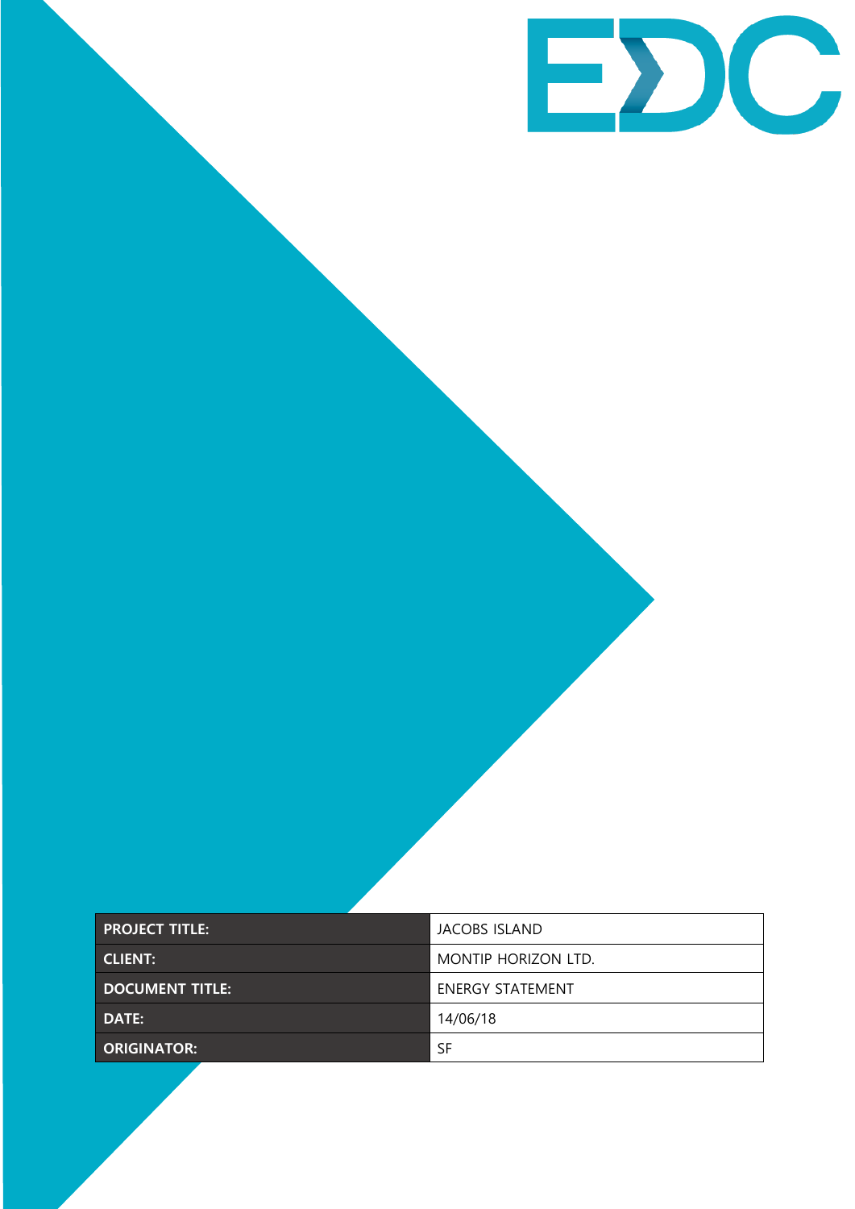EDC

| PROJECT TITLE: | JACOBS ISLAND |
| --- | --- |
| CLIENT: | MONTIP HORIZON LTD. |
| DOCUMENT TITLE: | ENERGY STATEMENT |
| DATE: | 14/06/18 |
| ORIGINATOR: | SF |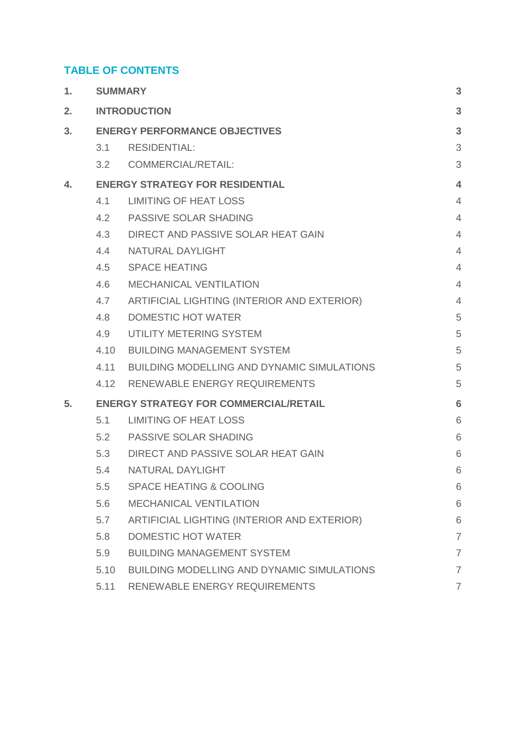## TABLE OF CONTENTS

| | | |
|---|---|---|
| **1.** | **SUMMARY** | **3** |
| **2.** | **INTRODUCTION** | **3** |
| **3.** | **ENERGY PERFORMANCE OBJECTIVES** | **3** |
| | 3.1 RESIDENTIAL: | 3 |
| | 3.2 COMMERCIAL/RETAIL: | 3 |
| **4.** | **ENERGY STRATEGY FOR RESIDENTIAL** | **4** |
| | 4.1 LIMITING OF HEAT LOSS | 4 |
| | 4.2 PASSIVE SOLAR SHADING | 4 |
| | 4.3 DIRECT AND PASSIVE SOLAR HEAT GAIN | 4 |
| | 4.4 NATURAL DAYLIGHT | 4 |
| | 4.5 SPACE HEATING | 4 |
| | 4.6 MECHANICAL VENTILATION | 4 |
| | 4.7 ARTIFICIAL LIGHTING (INTERIOR AND EXTERIOR) | 4 |
| | 4.8 DOMESTIC HOT WATER | 5 |
| | 4.9 UTILITY METERING SYSTEM | 5 |
| | 4.10 BUILDING MANAGEMENT SYSTEM | 5 |
| | 4.11 BUILDING MODELLING AND DYNAMIC SIMULATIONS | 5 |
| | 4.12 RENEWABLE ENERGY REQUIREMENTS | 5 |
| **5.** | **ENERGY STRATEGY FOR COMMERCIAL/RETAIL** | **6** |
| | 5.1 LIMITING OF HEAT LOSS | 6 |
| | 5.2 PASSIVE SOLAR SHADING | 6 |
| | 5.3 DIRECT AND PASSIVE SOLAR HEAT GAIN | 6 |
| | 5.4 NATURAL DAYLIGHT | 6 |
| | 5.5 SPACE HEATING & COOLING | 6 |
| | 5.6 MECHANICAL VENTILATION | 6 |
| | 5.7 ARTIFICIAL LIGHTING (INTERIOR AND EXTERIOR) | 6 |
| | 5.8 DOMESTIC HOT WATER | 7 |
| | 5.9 BUILDING MANAGEMENT SYSTEM | 7 |
| | 5.10 BUILDING MODELLING AND DYNAMIC SIMULATIONS | 7 |
| | 5.11 RENEWABLE ENERGY REQUIREMENTS | 7 |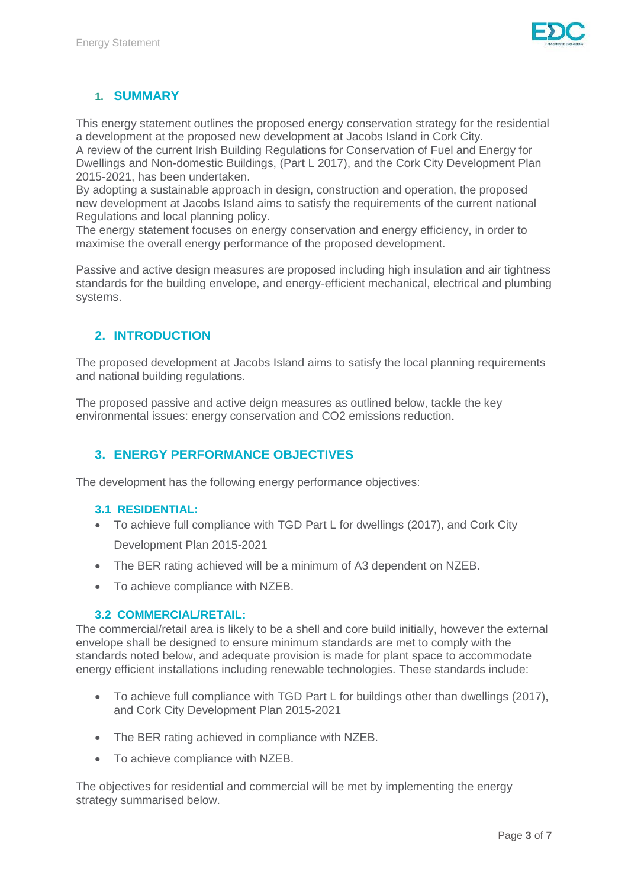## 1. SUMMARY

This energy statement outlines the proposed energy conservation strategy for the residential a development at the proposed new development at Jacobs Island in Cork City.
A review of the current Irish Building Regulations for Conservation of Fuel and Energy for Dwellings and Non-domestic Buildings, (Part L 2017), and the Cork City Development Plan 2015-2021, has been undertaken.
By adopting a sustainable approach in design, construction and operation, the proposed new development at Jacobs Island aims to satisfy the requirements of the current national Regulations and local planning policy.
The energy statement focuses on energy conservation and energy efficiency, in order to maximise the overall energy performance of the proposed development.

Passive and active design measures are proposed including high insulation and air tightness standards for the building envelope, and energy-efficient mechanical, electrical and plumbing systems.

## 2. INTRODUCTION

The proposed development at Jacobs Island aims to satisfy the local planning requirements and national building regulations.

The proposed passive and active deign measures as outlined below, tackle the key environmental issues: energy conservation and CO2 emissions reduction.

## 3. ENERGY PERFORMANCE OBJECTIVES

The development has the following energy performance objectives:

### 3.1 RESIDENTIAL:

- To achieve full compliance with TGD Part L for dwellings (2017), and Cork City Development Plan 2015-2021
- The BER rating achieved will be a minimum of A3 dependent on NZEB.
- To achieve compliance with NZEB.

### 3.2 COMMERCIAL/RETAIL:

The commercial/retail area is likely to be a shell and core build initially, however the external envelope shall be designed to ensure minimum standards are met to comply with the standards noted below, and adequate provision is made for plant space to accommodate energy efficient installations including renewable technologies. These standards include:

- To achieve full compliance with TGD Part L for buildings other than dwellings (2017), and Cork City Development Plan 2015-2021
- The BER rating achieved in compliance with NZEB.
- To achieve compliance with NZEB.

The objectives for residential and commercial will be met by implementing the energy strategy summarised below.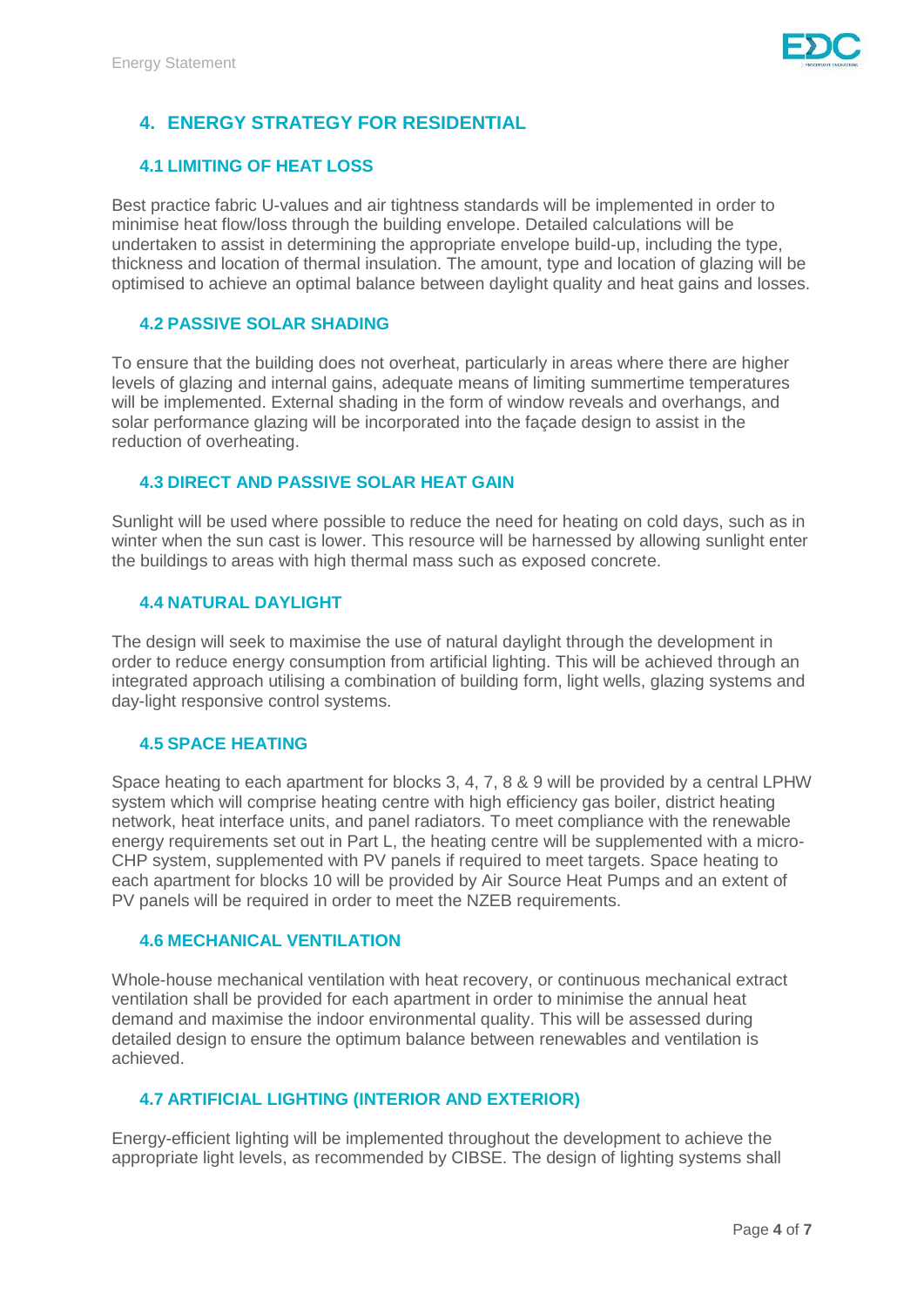## 4. ENERGY STRATEGY FOR RESIDENTIAL

### 4.1 LIMITING OF HEAT LOSS

Best practice fabric U-values and air tightness standards will be implemented in order to minimise heat flow/loss through the building envelope. Detailed calculations will be undertaken to assist in determining the appropriate envelope build-up, including the type, thickness and location of thermal insulation. The amount, type and location of glazing will be optimised to achieve an optimal balance between daylight quality and heat gains and losses.

### 4.2 PASSIVE SOLAR SHADING

To ensure that the building does not overheat, particularly in areas where there are higher levels of glazing and internal gains, adequate means of limiting summertime temperatures will be implemented. External shading in the form of window reveals and overhangs, and solar performance glazing will be incorporated into the façade design to assist in the reduction of overheating.

### 4.3 DIRECT AND PASSIVE SOLAR HEAT GAIN

Sunlight will be used where possible to reduce the need for heating on cold days, such as in winter when the sun cast is lower. This resource will be harnessed by allowing sunlight enter the buildings to areas with high thermal mass such as exposed concrete.

### 4.4 NATURAL DAYLIGHT

The design will seek to maximise the use of natural daylight through the development in order to reduce energy consumption from artificial lighting. This will be achieved through an integrated approach utilising a combination of building form, light wells, glazing systems and day-light responsive control systems.

### 4.5 SPACE HEATING

Space heating to each apartment for blocks 3, 4, 7, 8 & 9 will be provided by a central LPHW system which will comprise heating centre with high efficiency gas boiler, district heating network, heat interface units, and panel radiators. To meet compliance with the renewable energy requirements set out in Part L, the heating centre will be supplemented with a micro-CHP system, supplemented with PV panels if required to meet targets. Space heating to each apartment for blocks 10 will be provided by Air Source Heat Pumps and an extent of PV panels will be required in order to meet the NZEB requirements.

### 4.6 MECHANICAL VENTILATION

Whole-house mechanical ventilation with heat recovery, or continuous mechanical extract ventilation shall be provided for each apartment in order to minimise the annual heat demand and maximise the indoor environmental quality. This will be assessed during detailed design to ensure the optimum balance between renewables and ventilation is achieved.

### 4.7 ARTIFICIAL LIGHTING (INTERIOR AND EXTERIOR)

Energy-efficient lighting will be implemented throughout the development to achieve the appropriate light levels, as recommended by CIBSE. The design of lighting systems shall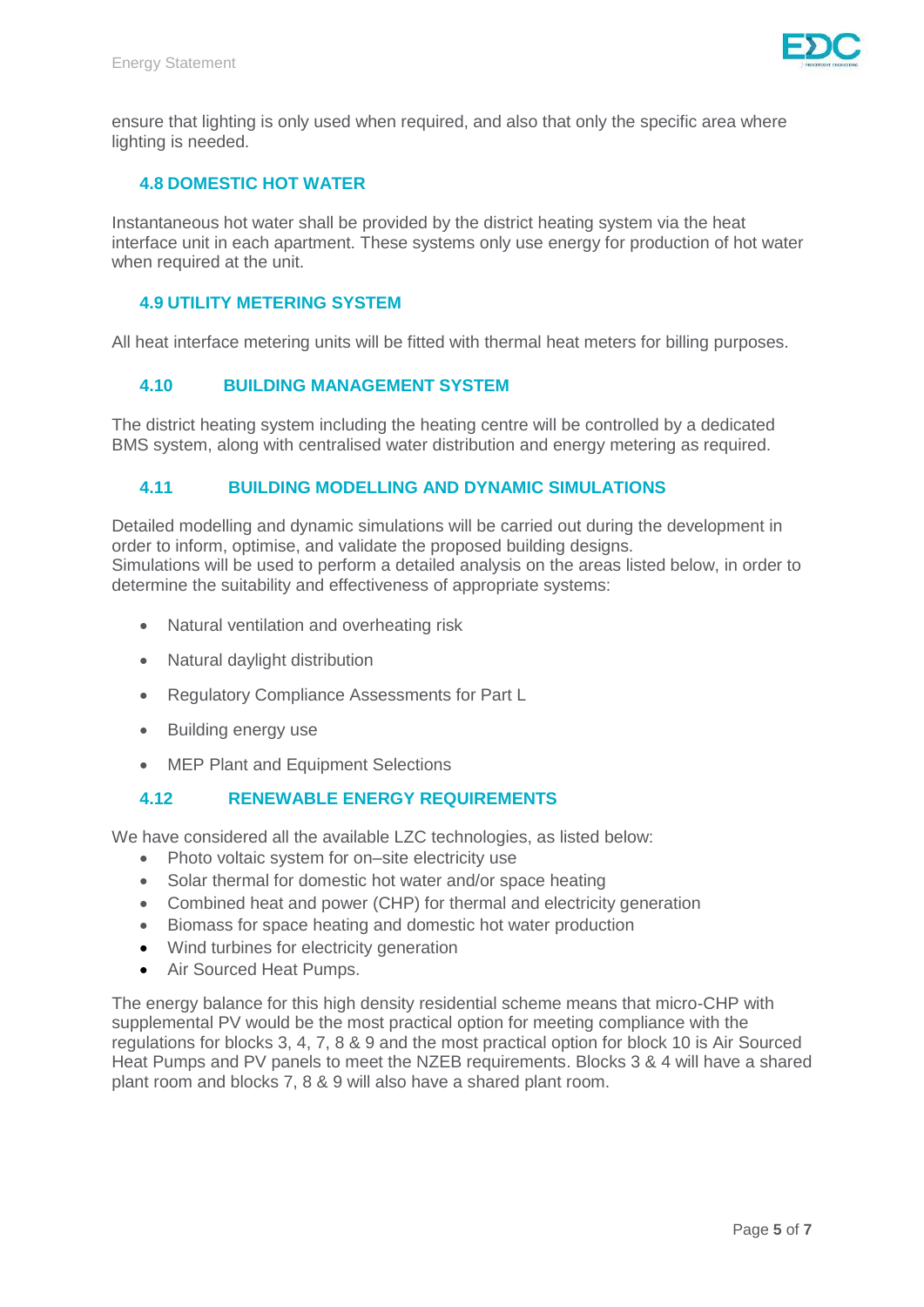ensure that lighting is only used when required, and also that only the specific area where lighting is needed.

### 4.8 DOMESTIC HOT WATER

Instantaneous hot water shall be provided by the district heating system via the heat interface unit in each apartment. These systems only use energy for production of hot water when required at the unit.

### 4.9 UTILITY METERING SYSTEM

All heat interface metering units will be fitted with thermal heat meters for billing purposes.

### 4.10 BUILDING MANAGEMENT SYSTEM

The district heating system including the heating centre will be controlled by a dedicated BMS system, along with centralised water distribution and energy metering as required.

### 4.11 BUILDING MODELLING AND DYNAMIC SIMULATIONS

Detailed modelling and dynamic simulations will be carried out during the development in order to inform, optimise, and validate the proposed building designs.
Simulations will be used to perform a detailed analysis on the areas listed below, in order to determine the suitability and effectiveness of appropriate systems:

- Natural ventilation and overheating risk
- Natural daylight distribution
- Regulatory Compliance Assessments for Part L
- Building energy use
- MEP Plant and Equipment Selections

### 4.12 RENEWABLE ENERGY REQUIREMENTS

We have considered all the available LZC technologies, as listed below:

- Photo voltaic system for on–site electricity use
- Solar thermal for domestic hot water and/or space heating
- Combined heat and power (CHP) for thermal and electricity generation
- Biomass for space heating and domestic hot water production
- Wind turbines for electricity generation
- Air Sourced Heat Pumps.

The energy balance for this high density residential scheme means that micro-CHP with supplemental PV would be the most practical option for meeting compliance with the regulations for blocks 3, 4, 7, 8 & 9 and the most practical option for block 10 is Air Sourced Heat Pumps and PV panels to meet the NZEB requirements. Blocks 3 & 4 will have a shared plant room and blocks 7, 8 & 9 will also have a shared plant room.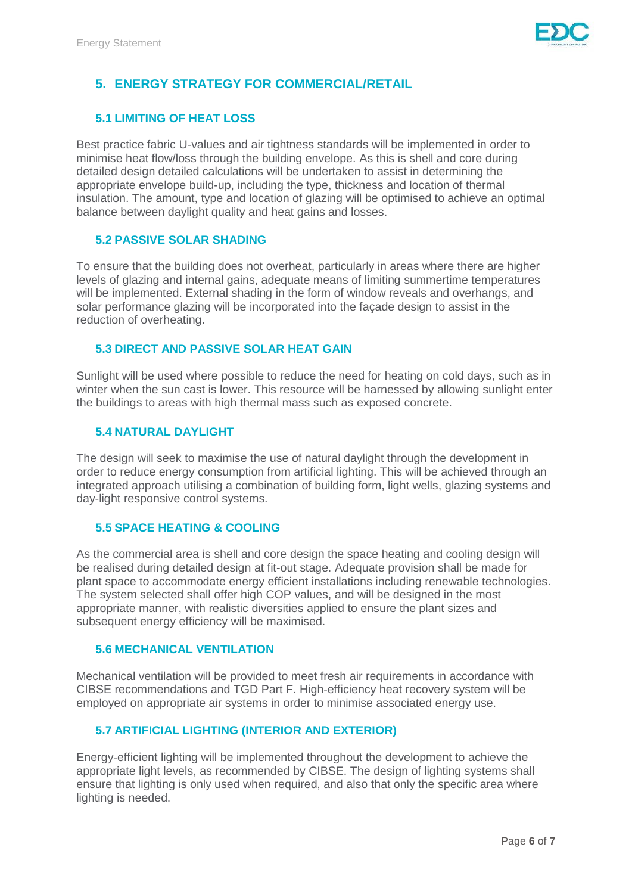## 5. ENERGY STRATEGY FOR COMMERCIAL/RETAIL

### 5.1 LIMITING OF HEAT LOSS

Best practice fabric U-values and air tightness standards will be implemented in order to minimise heat flow/loss through the building envelope. As this is shell and core during detailed design detailed calculations will be undertaken to assist in determining the appropriate envelope build-up, including the type, thickness and location of thermal insulation. The amount, type and location of glazing will be optimised to achieve an optimal balance between daylight quality and heat gains and losses.

### 5.2 PASSIVE SOLAR SHADING

To ensure that the building does not overheat, particularly in areas where there are higher levels of glazing and internal gains, adequate means of limiting summertime temperatures will be implemented. External shading in the form of window reveals and overhangs, and solar performance glazing will be incorporated into the façade design to assist in the reduction of overheating.

### 5.3 DIRECT AND PASSIVE SOLAR HEAT GAIN

Sunlight will be used where possible to reduce the need for heating on cold days, such as in winter when the sun cast is lower. This resource will be harnessed by allowing sunlight enter the buildings to areas with high thermal mass such as exposed concrete.

### 5.4 NATURAL DAYLIGHT

The design will seek to maximise the use of natural daylight through the development in order to reduce energy consumption from artificial lighting. This will be achieved through an integrated approach utilising a combination of building form, light wells, glazing systems and day-light responsive control systems.

### 5.5 SPACE HEATING & COOLING

As the commercial area is shell and core design the space heating and cooling design will be realised during detailed design at fit-out stage. Adequate provision shall be made for plant space to accommodate energy efficient installations including renewable technologies. The system selected shall offer high COP values, and will be designed in the most appropriate manner, with realistic diversities applied to ensure the plant sizes and subsequent energy efficiency will be maximised.

### 5.6 MECHANICAL VENTILATION

Mechanical ventilation will be provided to meet fresh air requirements in accordance with CIBSE recommendations and TGD Part F. High-efficiency heat recovery system will be employed on appropriate air systems in order to minimise associated energy use.

### 5.7 ARTIFICIAL LIGHTING (INTERIOR AND EXTERIOR)

Energy-efficient lighting will be implemented throughout the development to achieve the appropriate light levels, as recommended by CIBSE. The design of lighting systems shall ensure that lighting is only used when required, and also that only the specific area where lighting is needed.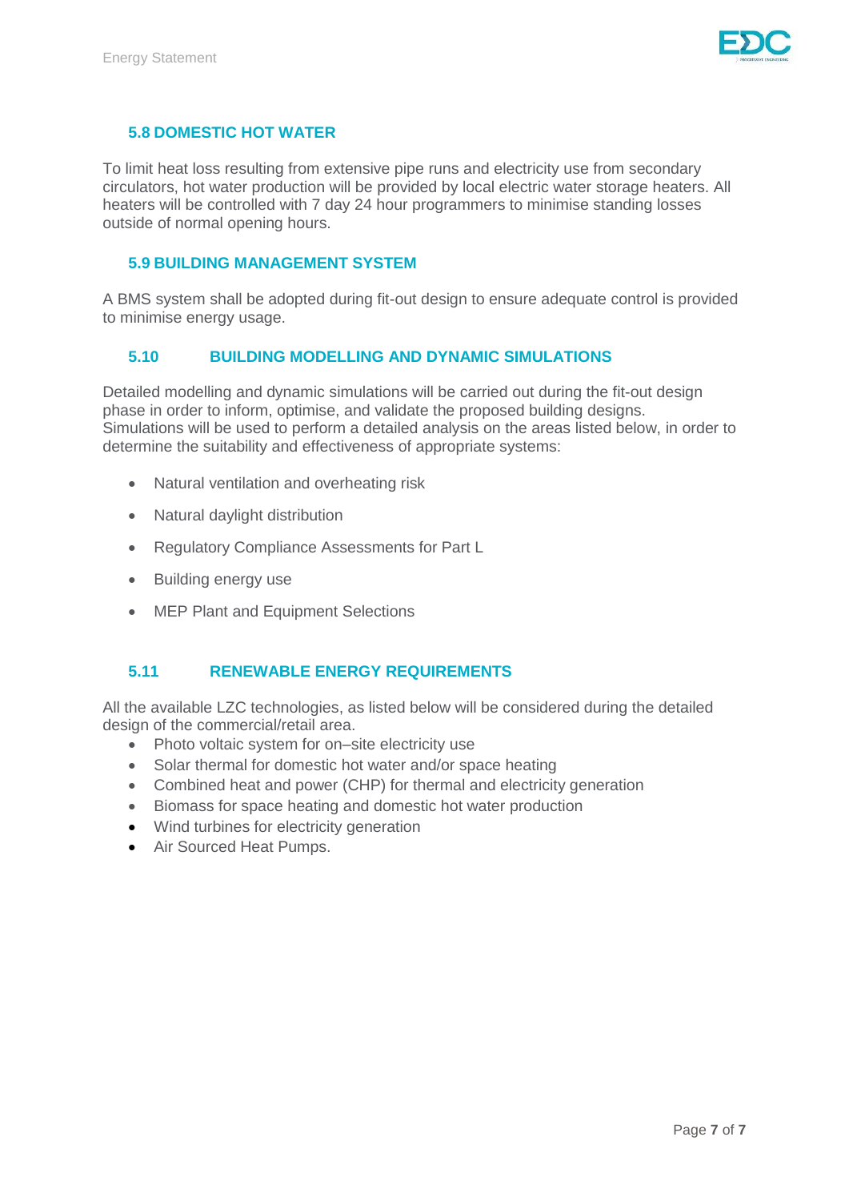### 5.8 DOMESTIC HOT WATER

To limit heat loss resulting from extensive pipe runs and electricity use from secondary circulators, hot water production will be provided by local electric water storage heaters. All heaters will be controlled with 7 day 24 hour programmers to minimise standing losses outside of normal opening hours.

### 5.9 BUILDING MANAGEMENT SYSTEM

A BMS system shall be adopted during fit-out design to ensure adequate control is provided to minimise energy usage.

### 5.10 BUILDING MODELLING AND DYNAMIC SIMULATIONS

Detailed modelling and dynamic simulations will be carried out during the fit-out design phase in order to inform, optimise, and validate the proposed building designs. Simulations will be used to perform a detailed analysis on the areas listed below, in order to determine the suitability and effectiveness of appropriate systems:

- Natural ventilation and overheating risk
- Natural daylight distribution
- Regulatory Compliance Assessments for Part L
- Building energy use
- MEP Plant and Equipment Selections

### 5.11 RENEWABLE ENERGY REQUIREMENTS

All the available LZC technologies, as listed below will be considered during the detailed design of the commercial/retail area.

- Photo voltaic system for on–site electricity use
- Solar thermal for domestic hot water and/or space heating
- Combined heat and power (CHP) for thermal and electricity generation
- Biomass for space heating and domestic hot water production
- Wind turbines for electricity generation
- Air Sourced Heat Pumps.